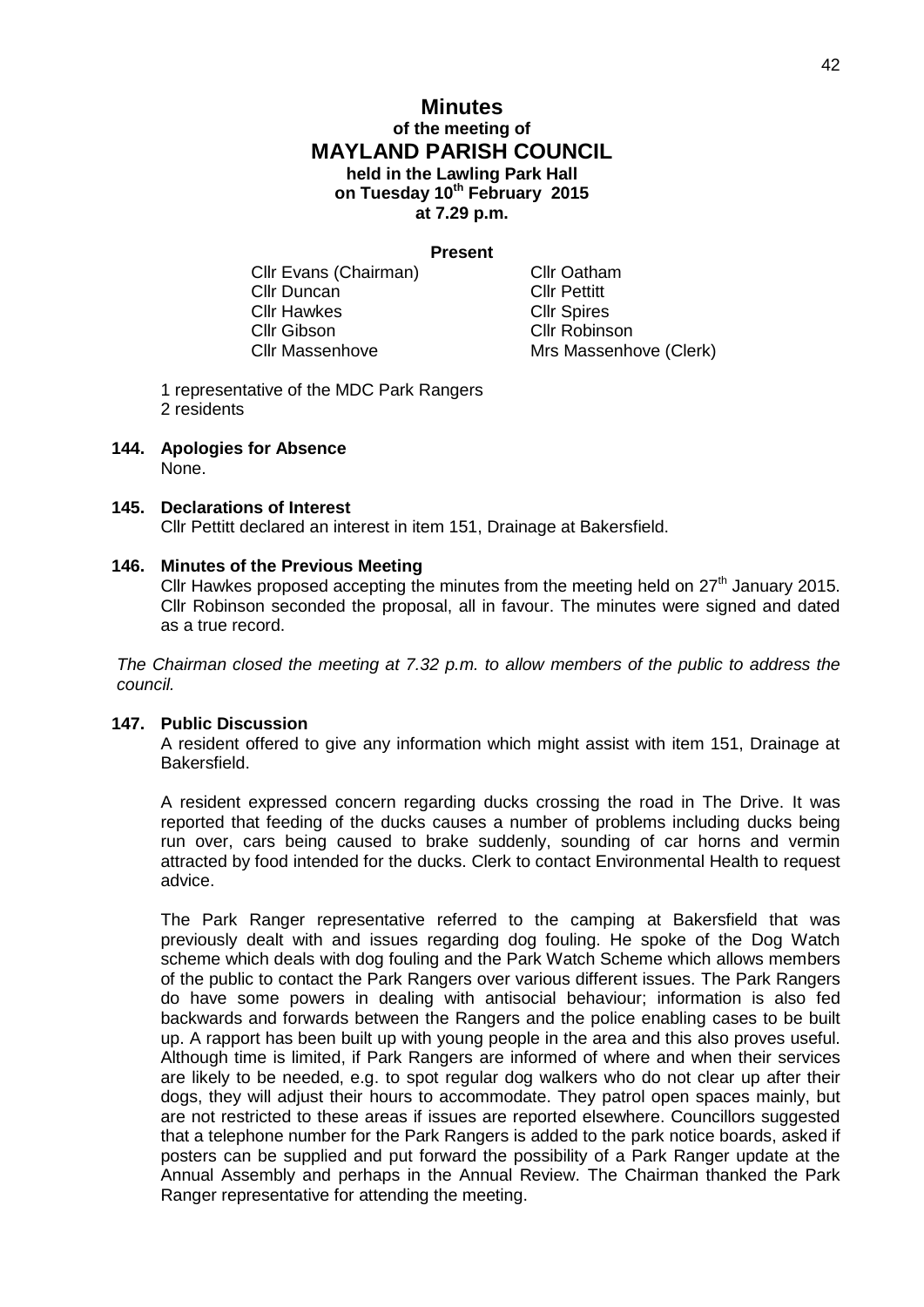# Minutes
### of the meeting of
# MAYLAND PARISH COUNCIL
### held in the Lawling Park Hall
### on Tuesday 10th February 2015
### at 7.29 p.m.

**Present**

Cllr Evans (Chairman)
Cllr Duncan
Cllr Hawkes
Cllr Gibson
Cllr Massenhove
Cllr Oatham
Cllr Pettitt
Cllr Spires
Cllr Robinson
Mrs Massenhove (Clerk)

1 representative of the MDC Park Rangers
2 residents

**144. Apologies for Absence**

None.

**145. Declarations of Interest**

Cllr Pettitt declared an interest in item 151, Drainage at Bakersfield.

**146. Minutes of the Previous Meeting**

Cllr Hawkes proposed accepting the minutes from the meeting held on 27th January 2015. Cllr Robinson seconded the proposal, all in favour. The minutes were signed and dated as a true record.

*The Chairman closed the meeting at 7.32 p.m. to allow members of the public to address the council.*

**147. Public Discussion**

A resident offered to give any information which might assist with item 151, Drainage at Bakersfield.

A resident expressed concern regarding ducks crossing the road in The Drive. It was reported that feeding of the ducks causes a number of problems including ducks being run over, cars being caused to brake suddenly, sounding of car horns and vermin attracted by food intended for the ducks. Clerk to contact Environmental Health to request advice.

The Park Ranger representative referred to the camping at Bakersfield that was previously dealt with and issues regarding dog fouling. He spoke of the Dog Watch scheme which deals with dog fouling and the Park Watch Scheme which allows members of the public to contact the Park Rangers over various different issues. The Park Rangers do have some powers in dealing with antisocial behaviour; information is also fed backwards and forwards between the Rangers and the police enabling cases to be built up. A rapport has been built up with young people in the area and this also proves useful. Although time is limited, if Park Rangers are informed of where and when their services are likely to be needed, e.g. to spot regular dog walkers who do not clear up after their dogs, they will adjust their hours to accommodate. They patrol open spaces mainly, but are not restricted to these areas if issues are reported elsewhere. Councillors suggested that a telephone number for the Park Rangers is added to the park notice boards, asked if posters can be supplied and put forward the possibility of a Park Ranger update at the Annual Assembly and perhaps in the Annual Review. The Chairman thanked the Park Ranger representative for attending the meeting.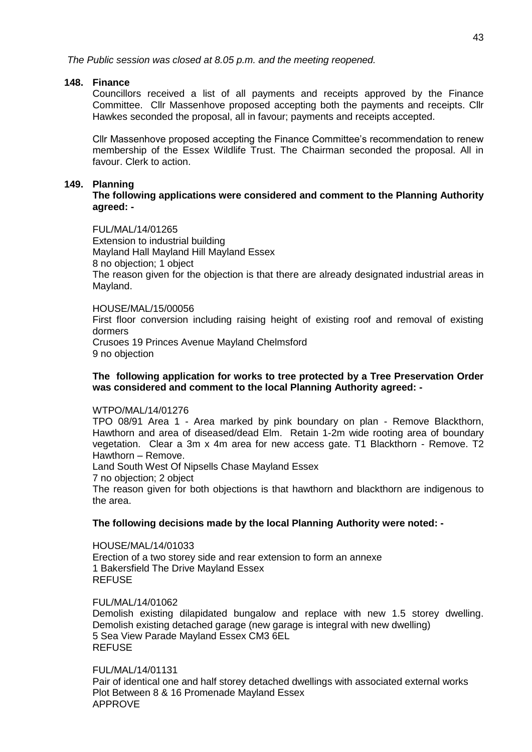*The Public session was closed at 8.05 p.m. and the meeting reopened.*

**148. Finance**

Councillors received a list of all payments and receipts approved by the Finance Committee. Cllr Massenhove proposed accepting both the payments and receipts. Cllr Hawkes seconded the proposal, all in favour; payments and receipts accepted.

Cllr Massenhove proposed accepting the Finance Committee's recommendation to renew membership of the Essex Wildlife Trust. The Chairman seconded the proposal. All in favour. Clerk to action.

**149. Planning**

**The following applications were considered and comment to the Planning Authority agreed: -**

FUL/MAL/14/01265
Extension to industrial building
Mayland Hall Mayland Hill Mayland Essex
8 no objection; 1 object
The reason given for the objection is that there are already designated industrial areas in Mayland.

HOUSE/MAL/15/00056
First floor conversion including raising height of existing roof and removal of existing dormers
Crusoes 19 Princes Avenue Mayland Chelmsford
9 no objection

**The following application for works to tree protected by a Tree Preservation Order was considered and comment to the local Planning Authority agreed: -**

WTPO/MAL/14/01276
TPO 08/91 Area 1 - Area marked by pink boundary on plan - Remove Blackthorn, Hawthorn and area of diseased/dead Elm. Retain 1-2m wide rooting area of boundary vegetation. Clear a 3m x 4m area for new access gate. T1 Blackthorn - Remove. T2 Hawthorn – Remove.
Land South West Of Nipsells Chase Mayland Essex
7 no objection; 2 object
The reason given for both objections is that hawthorn and blackthorn are indigenous to the area.

**The following decisions made by the local Planning Authority were noted: -**

HOUSE/MAL/14/01033
Erection of a two storey side and rear extension to form an annexe
1 Bakersfield The Drive Mayland Essex
REFUSE

FUL/MAL/14/01062
Demolish existing dilapidated bungalow and replace with new 1.5 storey dwelling. Demolish existing detached garage (new garage is integral with new dwelling)
5 Sea View Parade Mayland Essex CM3 6EL
REFUSE

FUL/MAL/14/01131
Pair of identical one and half storey detached dwellings with associated external works
Plot Between 8 & 16 Promenade Mayland Essex
APPROVE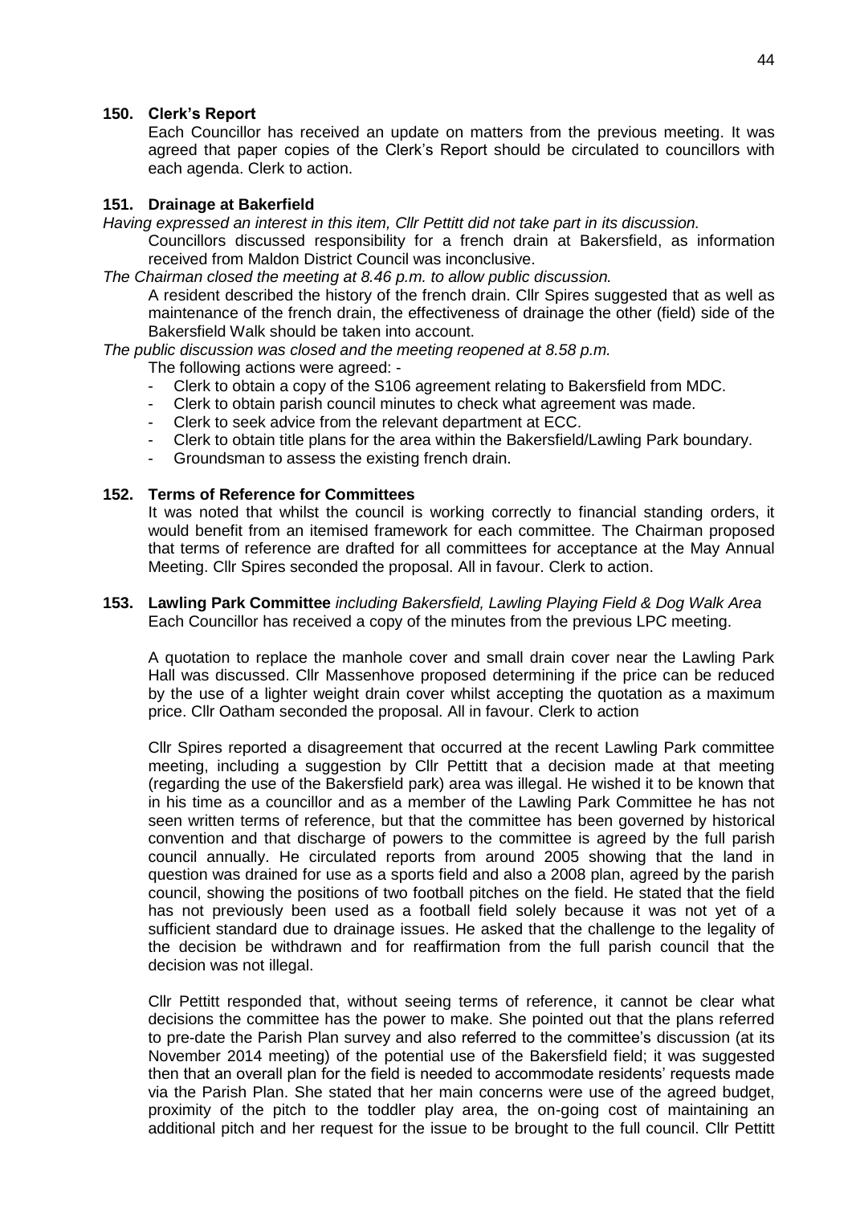**150. Clerk's Report**

Each Councillor has received an update on matters from the previous meeting. It was agreed that paper copies of the Clerk's Report should be circulated to councillors with each agenda. Clerk to action.

**151. Drainage at Bakerfield**

*Having expressed an interest in this item, Cllr Pettitt did not take part in its discussion.*

Councillors discussed responsibility for a french drain at Bakersfield, as information received from Maldon District Council was inconclusive.

*The Chairman closed the meeting at 8.46 p.m. to allow public discussion.*

A resident described the history of the french drain. Cllr Spires suggested that as well as maintenance of the french drain, the effectiveness of drainage the other (field) side of the Bakersfield Walk should be taken into account.

*The public discussion was closed and the meeting reopened at 8.58 p.m.*

The following actions were agreed: -

- Clerk to obtain a copy of the S106 agreement relating to Bakersfield from MDC.
- Clerk to obtain parish council minutes to check what agreement was made.
- Clerk to seek advice from the relevant department at ECC.
- Clerk to obtain title plans for the area within the Bakersfield/Lawling Park boundary.
- Groundsman to assess the existing french drain.

**152. Terms of Reference for Committees**

It was noted that whilst the council is working correctly to financial standing orders, it would benefit from an itemised framework for each committee. The Chairman proposed that terms of reference are drafted for all committees for acceptance at the May Annual Meeting. Cllr Spires seconded the proposal. All in favour. Clerk to action.

**153. Lawling Park Committee** *including Bakersfield, Lawling Playing Field & Dog Walk Area*

Each Councillor has received a copy of the minutes from the previous LPC meeting.

A quotation to replace the manhole cover and small drain cover near the Lawling Park Hall was discussed. Cllr Massenhove proposed determining if the price can be reduced by the use of a lighter weight drain cover whilst accepting the quotation as a maximum price. Cllr Oatham seconded the proposal. All in favour. Clerk to action

Cllr Spires reported a disagreement that occurred at the recent Lawling Park committee meeting, including a suggestion by Cllr Pettitt that a decision made at that meeting (regarding the use of the Bakersfield park) area was illegal. He wished it to be known that in his time as a councillor and as a member of the Lawling Park Committee he has not seen written terms of reference, but that the committee has been governed by historical convention and that discharge of powers to the committee is agreed by the full parish council annually. He circulated reports from around 2005 showing that the land in question was drained for use as a sports field and also a 2008 plan, agreed by the parish council, showing the positions of two football pitches on the field. He stated that the field has not previously been used as a football field solely because it was not yet of a sufficient standard due to drainage issues. He asked that the challenge to the legality of the decision be withdrawn and for reaffirmation from the full parish council that the decision was not illegal.

Cllr Pettitt responded that, without seeing terms of reference, it cannot be clear what decisions the committee has the power to make. She pointed out that the plans referred to pre-date the Parish Plan survey and also referred to the committee's discussion (at its November 2014 meeting) of the potential use of the Bakersfield field; it was suggested then that an overall plan for the field is needed to accommodate residents' requests made via the Parish Plan. She stated that her main concerns were use of the agreed budget, proximity of the pitch to the toddler play area, the on-going cost of maintaining an additional pitch and her request for the issue to be brought to the full council. Cllr Pettitt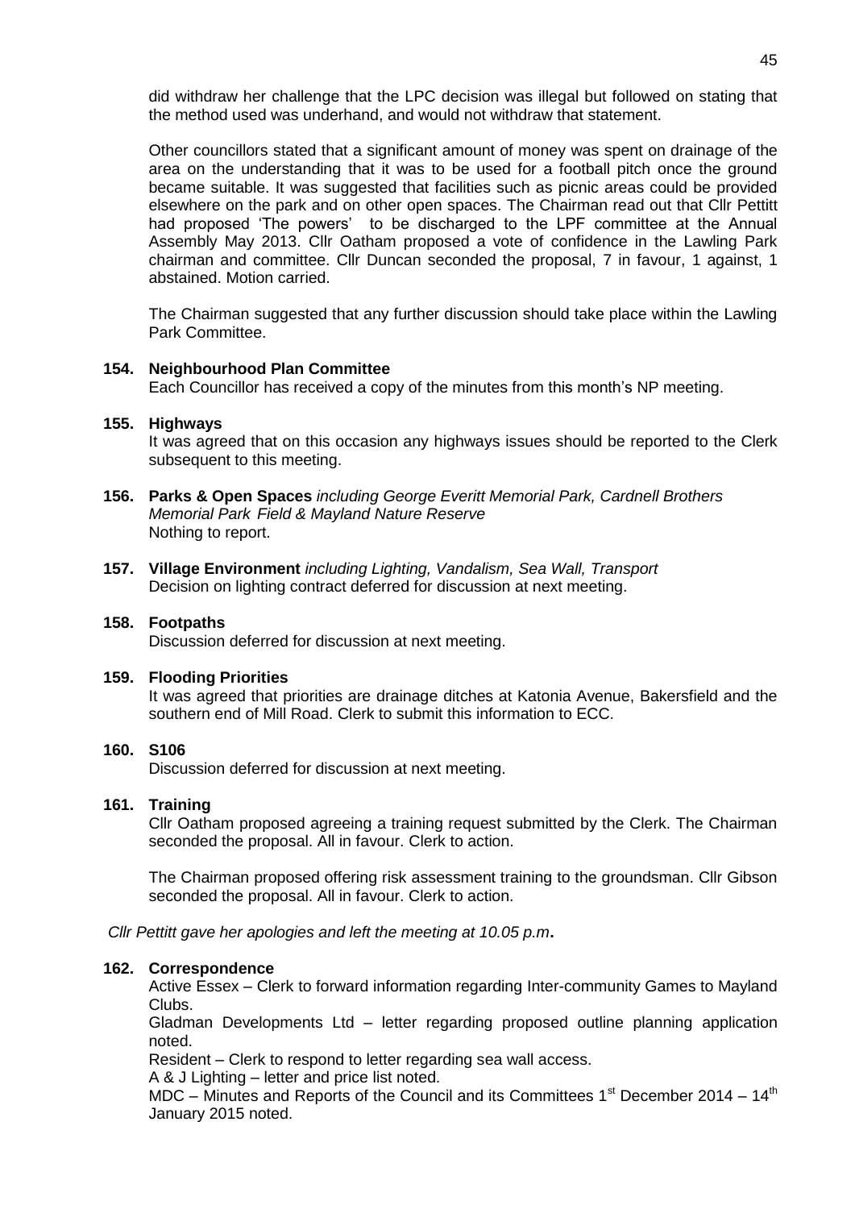did withdraw her challenge that the LPC decision was illegal but followed on stating that the method used was underhand, and would not withdraw that statement.

Other councillors stated that a significant amount of money was spent on drainage of the area on the understanding that it was to be used for a football pitch once the ground became suitable. It was suggested that facilities such as picnic areas could be provided elsewhere on the park and on other open spaces. The Chairman read out that Cllr Pettitt had proposed 'The powers' to be discharged to the LPF committee at the Annual Assembly May 2013. Cllr Oatham proposed a vote of confidence in the Lawling Park chairman and committee. Cllr Duncan seconded the proposal, 7 in favour, 1 against, 1 abstained. Motion carried.

The Chairman suggested that any further discussion should take place within the Lawling Park Committee.

**154. Neighbourhood Plan Committee**

Each Councillor has received a copy of the minutes from this month's NP meeting.

**155. Highways**

It was agreed that on this occasion any highways issues should be reported to the Clerk subsequent to this meeting.

**156. Parks & Open Spaces** *including George Everitt Memorial Park, Cardnell Brothers Memorial Park Field & Mayland Nature Reserve*

Nothing to report.

**157. Village Environment** *including Lighting, Vandalism, Sea Wall, Transport*

Decision on lighting contract deferred for discussion at next meeting.

**158. Footpaths**

Discussion deferred for discussion at next meeting.

**159. Flooding Priorities**

It was agreed that priorities are drainage ditches at Katonia Avenue, Bakersfield and the southern end of Mill Road. Clerk to submit this information to ECC.

**160. S106**

Discussion deferred for discussion at next meeting.

**161. Training**

Cllr Oatham proposed agreeing a training request submitted by the Clerk. The Chairman seconded the proposal. All in favour. Clerk to action.

The Chairman proposed offering risk assessment training to the groundsman. Cllr Gibson seconded the proposal. All in favour. Clerk to action.

*Cllr Pettitt gave her apologies and left the meeting at 10.05 p.m*.

**162. Correspondence**

Active Essex – Clerk to forward information regarding Inter-community Games to Mayland Clubs.

Gladman Developments Ltd – letter regarding proposed outline planning application noted.

Resident – Clerk to respond to letter regarding sea wall access.

A & J Lighting – letter and price list noted.

MDC – Minutes and Reports of the Council and its Committees 1st December 2014 – 14th January 2015 noted.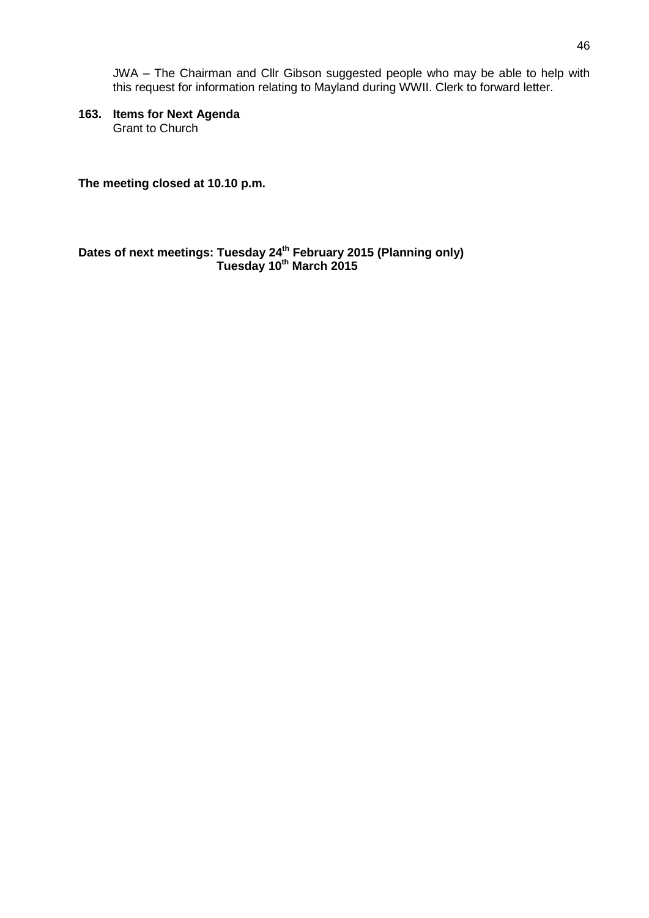JWA – The Chairman and Cllr Gibson suggested people who may be able to help with this request for information relating to Mayland during WWII. Clerk to forward letter.

**163. Items for Next Agenda**
Grant to Church

**The meeting closed at 10.10 p.m.**

**Dates of next meetings: Tuesday 24th February 2015 (Planning only)**
**Tuesday 10th March 2015**